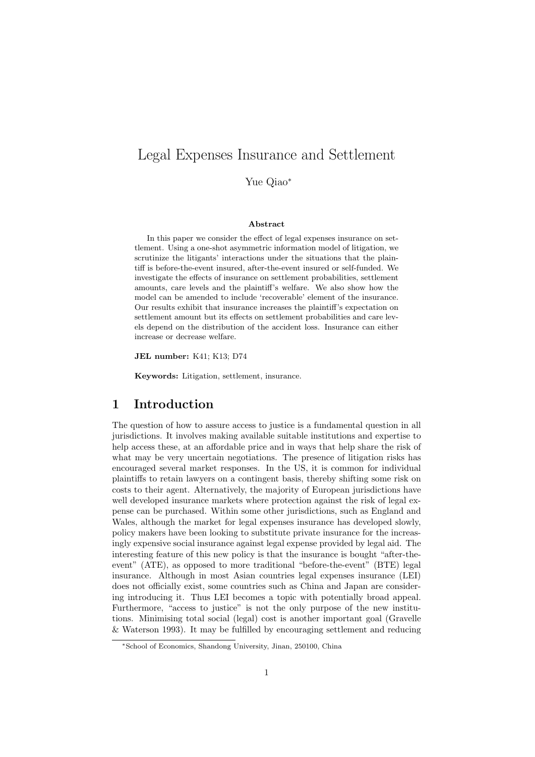# Legal Expenses Insurance and Settlement

Yue Qiao[*]

**Abstract**

In this paper we consider the effect of legal expenses insurance on settlement. Using a one-shot asymmetric information model of litigation, we scrutinize the litigants' interactions under the situations that the plaintiff is before-the-event insured, after-the-event insured or self-funded. We investigate the effects of insurance on settlement probabilities, settlement amounts, care levels and the plaintiff's welfare. We also show how the model can be amended to include 'recoverable' element of the insurance. Our results exhibit that insurance increases the plaintiff's expectation on settlement amount but its effects on settlement probabilities and care levels depend on the distribution of the accident loss. Insurance can either increase or decrease welfare.

**JEL number:** K41; K13; D74

**Keywords:** Litigation, settlement, insurance.

## 1 Introduction

The question of how to assure access to justice is a fundamental question in all jurisdictions. It involves making available suitable institutions and expertise to help access these, at an affordable price and in ways that help share the risk of what may be very uncertain negotiations. The presence of litigation risks has encouraged several market responses. In the US, it is common for individual plaintiffs to retain lawyers on a contingent basis, thereby shifting some risk on costs to their agent. Alternatively, the majority of European jurisdictions have well developed insurance markets where protection against the risk of legal expense can be purchased. Within some other jurisdictions, such as England and Wales, although the market for legal expenses insurance has developed slowly, policy makers have been looking to substitute private insurance for the increasingly expensive social insurance against legal expense provided by legal aid. The interesting feature of this new policy is that the insurance is bought "after-the-event" (ATE), as opposed to more traditional "before-the-event" (BTE) legal insurance. Although in most Asian countries legal expenses insurance (LEI) does not officially exist, some countries such as China and Japan are considering introducing it. Thus LEI becomes a topic with potentially broad appeal. Furthermore, "access to justice" is not the only purpose of the new institutions. Minimising total social (legal) cost is another important goal (Gravelle & Waterson 1993). It may be fulfilled by encouraging settlement and reducing

[*] School of Economics, Shandong University, Jinan, 250100, China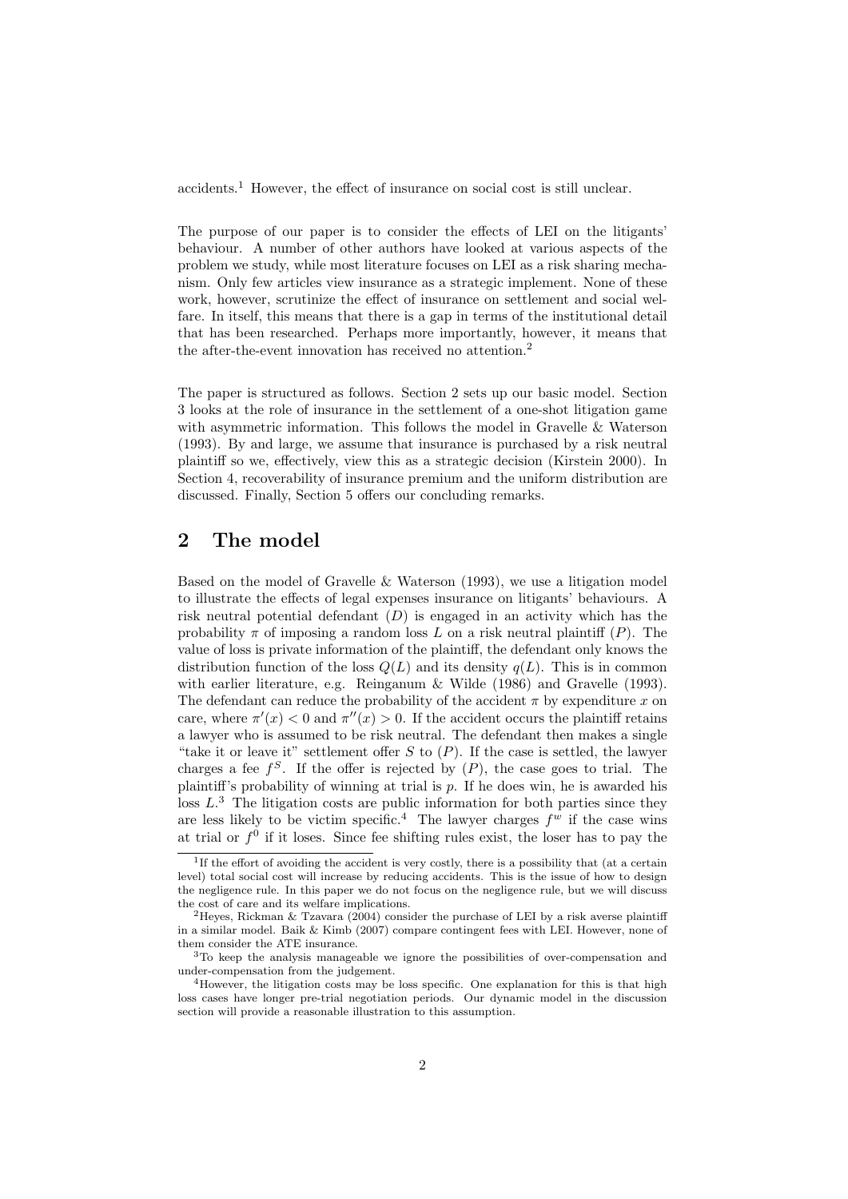accidents.[1] However, the effect of insurance on social cost is still unclear.

The purpose of our paper is to consider the effects of LEI on the litigants' behaviour. A number of other authors have looked at various aspects of the problem we study, while most literature focuses on LEI as a risk sharing mechanism. Only few articles view insurance as a strategic implement. None of these work, however, scrutinize the effect of insurance on settlement and social welfare. In itself, this means that there is a gap in terms of the institutional detail that has been researched. Perhaps more importantly, however, it means that the after-the-event innovation has received no attention.[2]

The paper is structured as follows. Section 2 sets up our basic model. Section 3 looks at the role of insurance in the settlement of a one-shot litigation game with asymmetric information. This follows the model in Gravelle & Waterson (1993). By and large, we assume that insurance is purchased by a risk neutral plaintiff so we, effectively, view this as a strategic decision (Kirstein 2000). In Section 4, recoverability of insurance premium and the uniform distribution are discussed. Finally, Section 5 offers our concluding remarks.

## 2 The model

Based on the model of Gravelle & Waterson (1993), we use a litigation model to illustrate the effects of legal expenses insurance on litigants' behaviours. A risk neutral potential defendant $(D)$ is engaged in an activity which has the probability $\pi$ of imposing a random loss $L$ on a risk neutral plaintiff $(P)$. The value of loss is private information of the plaintiff, the defendant only knows the distribution function of the loss $Q(L)$ and its density $q(L)$. This is in common with earlier literature, e.g. Reinganum & Wilde (1986) and Gravelle (1993). The defendant can reduce the probability of the accident $\pi$ by expenditure $x$ on care, where $\pi'(x) < 0$ and $\pi''(x) > 0$. If the accident occurs the plaintiff retains a lawyer who is assumed to be risk neutral. The defendant then makes a single "take it or leave it" settlement offer $S$ to $(P)$. If the case is settled, the lawyer charges a fee $f^S$. If the offer is rejected by $(P)$, the case goes to trial. The plaintiff's probability of winning at trial is $p$. If he does win, he is awarded his loss $L$.[3] The litigation costs are public information for both parties since they are less likely to be victim specific.[4] The lawyer charges $f^w$ if the case wins at trial or $f^0$ if it loses. Since fee shifting rules exist, the loser has to pay the

---

[1] If the effort of avoiding the accident is very costly, there is a possibility that (at a certain level) total social cost will increase by reducing accidents. This is the issue of how to design the negligence rule. In this paper we do not focus on the negligence rule, but we will discuss the cost of care and its welfare implications.

[2] Heyes, Rickman & Tzavara (2004) consider the purchase of LEI by a risk averse plaintiff in a similar model. Baik & Kimb (2007) compare contingent fees with LEI. However, none of them consider the ATE insurance.

[3] To keep the analysis manageable we ignore the possibilities of over-compensation and under-compensation from the judgement.

[4] However, the litigation costs may be loss specific. One explanation for this is that high loss cases have longer pre-trial negotiation periods. Our dynamic model in the discussion section will provide a reasonable illustration to this assumption.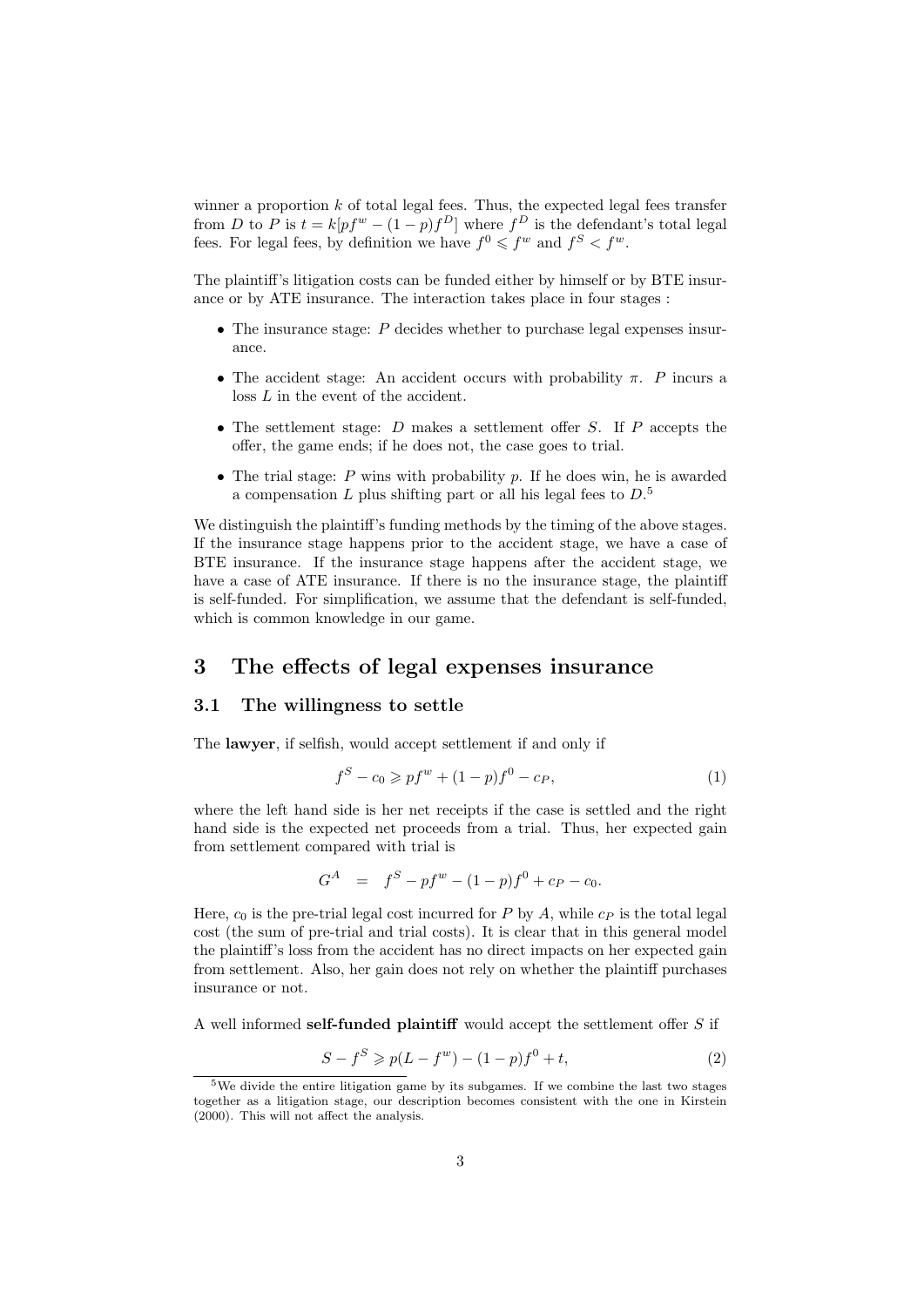winner a proportion $k$ of total legal fees. Thus, the expected legal fees transfer from $D$ to $P$ is $t = k[pf^w - (1-p)f^D]$ where $f^D$ is the defendant's total legal fees. For legal fees, by definition we have $f^0 \leqslant f^w$ and $f^S < f^w$.

The plaintiff's litigation costs can be funded either by himself or by BTE insurance or by ATE insurance. The interaction takes place in four stages :

- The insurance stage: $P$ decides whether to purchase legal expenses insurance.
- The accident stage: An accident occurs with probability $\pi$. $P$ incurs a loss $L$ in the event of the accident.
- The settlement stage: $D$ makes a settlement offer $S$. If $P$ accepts the offer, the game ends; if he does not, the case goes to trial.
- The trial stage: $P$ wins with probability $p$. If he does win, he is awarded a compensation $L$ plus shifting part or all his legal fees to $D$.[5]

We distinguish the plaintiff's funding methods by the timing of the above stages. If the insurance stage happens prior to the accident stage, we have a case of BTE insurance. If the insurance stage happens after the accident stage, we have a case of ATE insurance. If there is no the insurance stage, the plaintiff is self-funded. For simplification, we assume that the defendant is self-funded, which is common knowledge in our game.

# 3 The effects of legal expenses insurance

## 3.1 The willingness to settle

The **lawyer**, if selfish, would accept settlement if and only if

$$f^S - c_0 \geqslant pf^w + (1-p)f^0 - c_P, \tag{1}$$

where the left hand side is her net receipts if the case is settled and the right hand side is the expected net proceeds from a trial. Thus, her expected gain from settlement compared with trial is

$$G^A \quad = \quad f^S - pf^w - (1-p)f^0 + c_P - c_0.$$

Here, $c_0$ is the pre-trial legal cost incurred for $P$ by $A$, while $c_P$ is the total legal cost (the sum of pre-trial and trial costs). It is clear that in this general model the plaintiff's loss from the accident has no direct impacts on her expected gain from settlement. Also, her gain does not rely on whether the plaintiff purchases insurance or not.

A well informed **self-funded plaintiff** would accept the settlement offer $S$ if

$$S - f^S \geqslant p(L - f^w) - (1-p)f^0 + t, \tag{2}$$

[5] We divide the entire litigation game by its subgames. If we combine the last two stages together as a litigation stage, our description becomes consistent with the one in Kirstein (2000). This will not affect the analysis.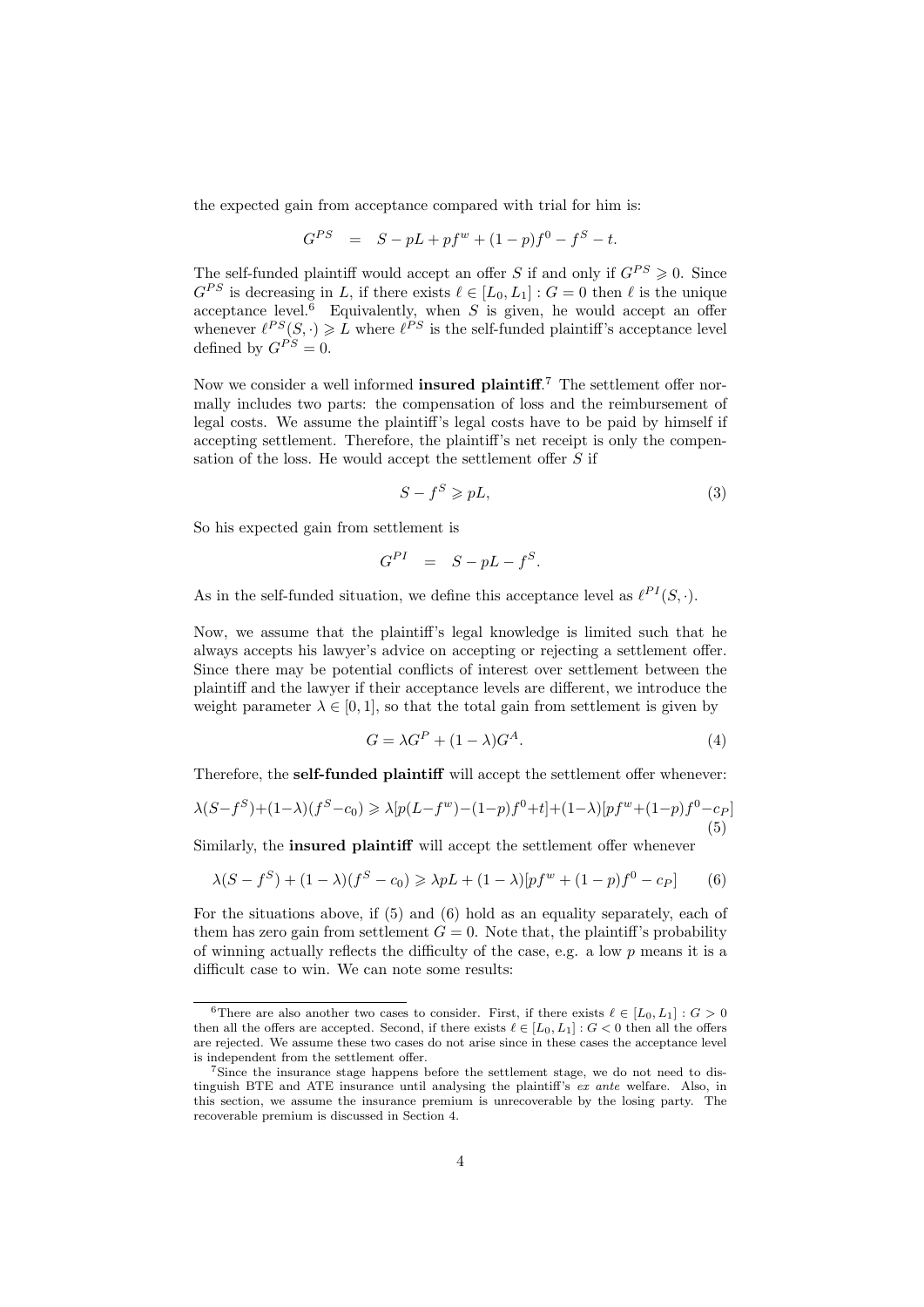the expected gain from acceptance compared with trial for him is:

$$G^{PS} \quad = \quad S - pL + pf^w + (1-p)f^0 - f^S - t.$$

The self-funded plaintiff would accept an offer $S$ if and only if $G^{PS} \geqslant 0$. Since $G^{PS}$ is decreasing in $L$, if there exists $\ell \in [L_0, L_1] : G = 0$ then $\ell$ is the unique acceptance level.[6] Equivalently, when $S$ is given, he would accept an offer whenever $\ell^{PS}(S, \cdot) \geqslant L$ where $\ell^{PS}$ is the self-funded plaintiff's acceptance level defined by $G^{PS} = 0$.

Now we consider a well informed **insured plaintiff**.[7] The settlement offer normally includes two parts: the compensation of loss and the reimbursement of legal costs. We assume the plaintiff's legal costs have to be paid by himself if accepting settlement. Therefore, the plaintiff's net receipt is only the compensation of the loss. He would accept the settlement offer $S$ if

$$S - f^S \geqslant pL, \tag{3}$$

So his expected gain from settlement is

$$G^{PI} \quad = \quad S - pL - f^S.$$

As in the self-funded situation, we define this acceptance level as $\ell^{PI}(S, \cdot)$.

Now, we assume that the plaintiff's legal knowledge is limited such that he always accepts his lawyer's advice on accepting or rejecting a settlement offer. Since there may be potential conflicts of interest over settlement between the plaintiff and the lawyer if their acceptance levels are different, we introduce the weight parameter $\lambda \in [0, 1]$, so that the total gain from settlement is given by

$$G = \lambda G^P + (1-\lambda)G^A. \tag{4}$$

Therefore, the **self-funded plaintiff** will accept the settlement offer whenever:

$$\lambda(S-f^S)+(1-\lambda)(f^S-c_0) \geqslant \lambda[p(L-f^w)-(1-p)f^0+t]+(1-\lambda)[pf^w+(1-p)f^0-c_P] \tag{5}$$

Similarly, the **insured plaintiff** will accept the settlement offer whenever

$$\lambda(S - f^S) + (1-\lambda)(f^S - c_0) \geqslant \lambda pL + (1-\lambda)[pf^w + (1-p)f^0 - c_P] \tag{6}$$

For the situations above, if (5) and (6) hold as an equality separately, each of them has zero gain from settlement $G = 0$. Note that, the plaintiff's probability of winning actually reflects the difficulty of the case, e.g. a low $p$ means it is a difficult case to win. We can note some results:

---

[6] There are also another two cases to consider. First, if there exists $\ell \in [L_0, L_1] : G > 0$ then all the offers are accepted. Second, if there exists $\ell \in [L_0, L_1] : G < 0$ then all the offers are rejected. We assume these two cases do not arise since in these cases the acceptance level is independent from the settlement offer.

[7] Since the insurance stage happens before the settlement stage, we do not need to distinguish BTE and ATE insurance until analysing the plaintiff's *ex ante* welfare. Also, in this section, we assume the insurance premium is unrecoverable by the losing party. The recoverable premium is discussed in Section 4.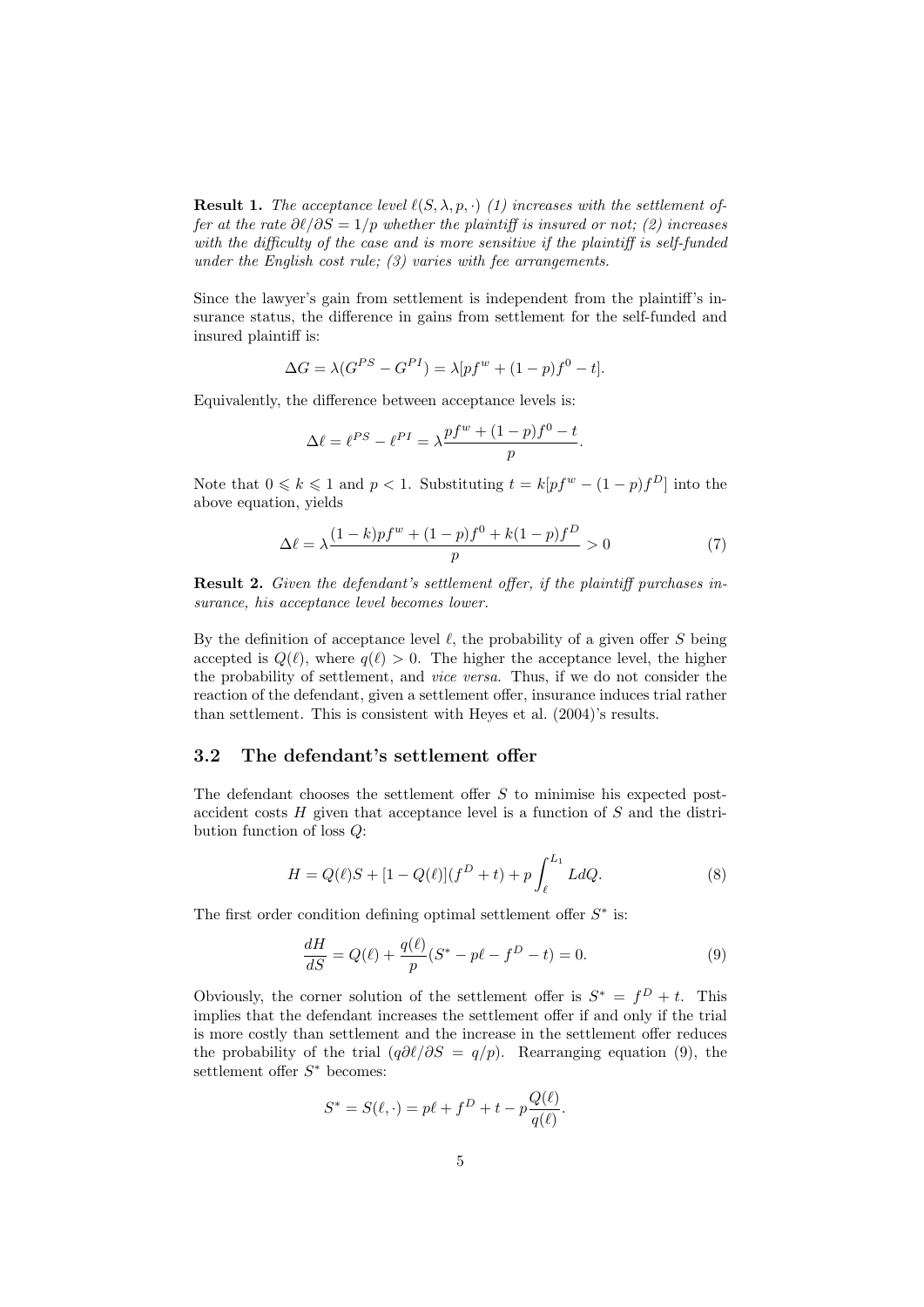**Result 1.** *The acceptance level $\ell(S, \lambda, p, \cdot)$ (1) increases with the settlement offer at the rate $\partial\ell/\partial S = 1/p$ whether the plaintiff is insured or not; (2) increases with the difficulty of the case and is more sensitive if the plaintiff is self-funded under the English cost rule; (3) varies with fee arrangements.*

Since the lawyer's gain from settlement is independent from the plaintiff's insurance status, the difference in gains from settlement for the self-funded and insured plaintiff is:

$$\Delta G = \lambda(G^{PS} - G^{PI}) = \lambda[pf^w + (1-p)f^0 - t].$$

Equivalently, the difference between acceptance levels is:

$$\Delta\ell = \ell^{PS} - \ell^{PI} = \lambda\frac{pf^w + (1-p)f^0 - t}{p}.$$

Note that $0 \leqslant k \leqslant 1$ and $p < 1$. Substituting $t = k[pf^w - (1-p)f^D]$ into the above equation, yields

$$\Delta\ell = \lambda\frac{(1-k)pf^w + (1-p)f^0 + k(1-p)f^D}{p} > 0 \tag{7}$$

**Result 2.** *Given the defendant's settlement offer, if the plaintiff purchases insurance, his acceptance level becomes lower.*

By the definition of acceptance level $\ell$, the probability of a given offer $S$ being accepted is $Q(\ell)$, where $q(\ell) > 0$. The higher the acceptance level, the higher the probability of settlement, and *vice versa*. Thus, if we do not consider the reaction of the defendant, given a settlement offer, insurance induces trial rather than settlement. This is consistent with Heyes et al. (2004)'s results.

## 3.2 The defendant's settlement offer

The defendant chooses the settlement offer $S$ to minimise his expected post-accident costs $H$ given that acceptance level is a function of $S$ and the distribution function of loss $Q$:

$$H = Q(\ell)S + [1 - Q(\ell)](f^D + t) + p\int_{\ell}^{L_1} LdQ. \tag{8}$$

The first order condition defining optimal settlement offer $S^*$ is:

$$\frac{dH}{dS} = Q(\ell) + \frac{q(\ell)}{p}(S^* - p\ell - f^D - t) = 0. \tag{9}$$

Obviously, the corner solution of the settlement offer is $S^* = f^D + t$. This implies that the defendant increases the settlement offer if and only if the trial is more costly than settlement and the increase in the settlement offer reduces the probability of the trial ($q\partial\ell/\partial S = q/p$). Rearranging equation (9), the settlement offer $S^*$ becomes:

$$S^* = S(\ell, \cdot) = p\ell + f^D + t - p\frac{Q(\ell)}{q(\ell)}.$$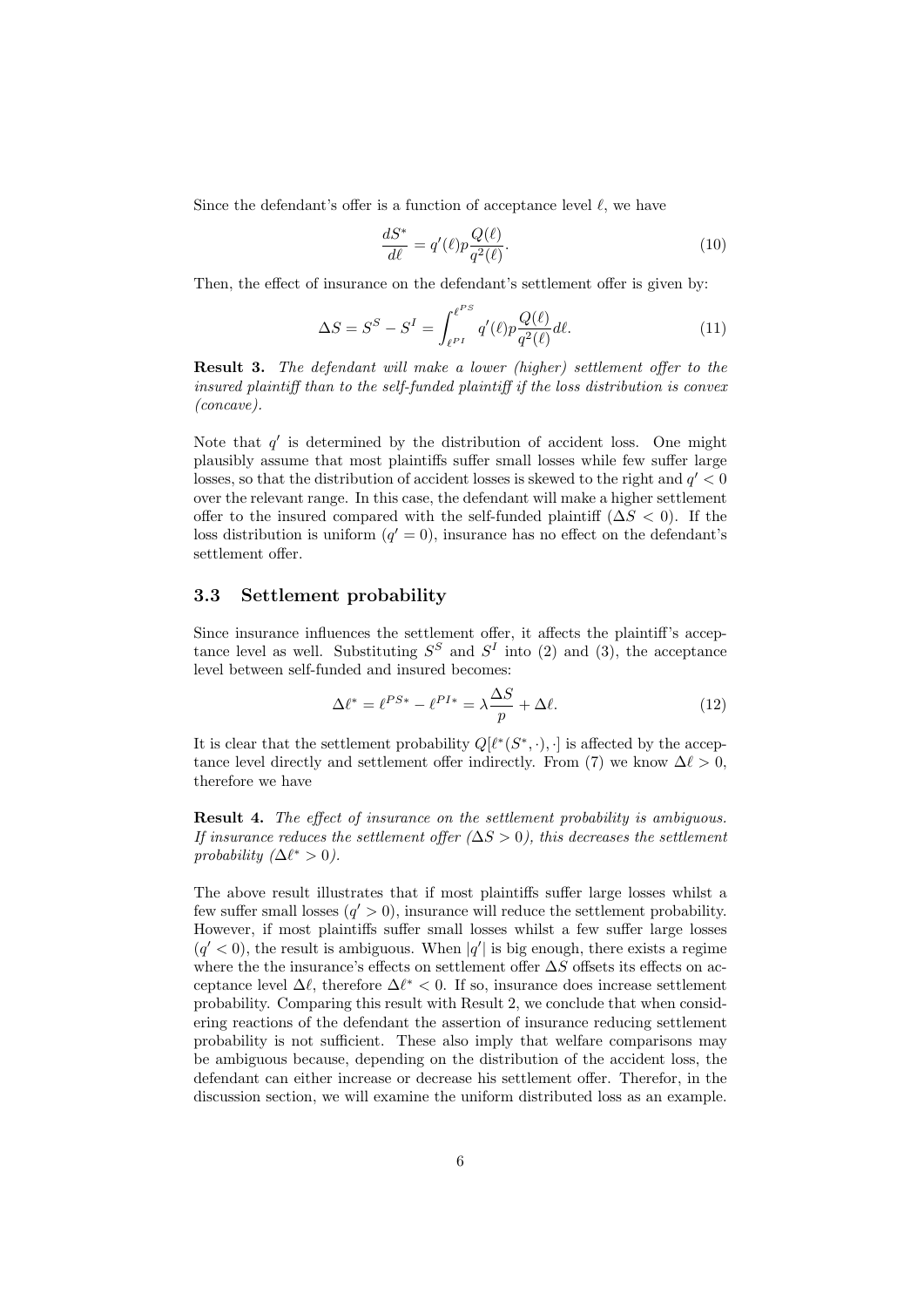Since the defendant's offer is a function of acceptance level $\ell$, we have

$$\frac{dS^*}{d\ell} = q'(\ell)p\frac{Q(\ell)}{q^2(\ell)}. \tag{10}$$

Then, the effect of insurance on the defendant's settlement offer is given by:

$$\Delta S = S^S - S^I = \int_{\ell^{PI}}^{\ell^{PS}} q'(\ell)p\frac{Q(\ell)}{q^2(\ell)}d\ell. \tag{11}$$

**Result 3.** *The defendant will make a lower (higher) settlement offer to the insured plaintiff than to the self-funded plaintiff if the loss distribution is convex (concave).*

Note that $q'$ is determined by the distribution of accident loss. One might plausibly assume that most plaintiffs suffer small losses while few suffer large losses, so that the distribution of accident losses is skewed to the right and $q' < 0$ over the relevant range. In this case, the defendant will make a higher settlement offer to the insured compared with the self-funded plaintiff ($\Delta S < 0$). If the loss distribution is uniform ($q' = 0$), insurance has no effect on the defendant's settlement offer.

### 3.3 Settlement probability

Since insurance influences the settlement offer, it affects the plaintiff's acceptance level as well. Substituting $S^S$ and $S^I$ into (2) and (3), the acceptance level between self-funded and insured becomes:

$$\Delta\ell^* = \ell^{PS*} - \ell^{PI*} = \lambda\frac{\Delta S}{p} + \Delta\ell. \tag{12}$$

It is clear that the settlement probability $Q[\ell^*(S^*, \cdot), \cdot]$ is affected by the acceptance level directly and settlement offer indirectly. From (7) we know $\Delta\ell > 0$, therefore we have

**Result 4.** *The effect of insurance on the settlement probability is ambiguous. If insurance reduces the settlement offer ($\Delta S > 0$), this decreases the settlement probability ($\Delta\ell^* > 0$).*

The above result illustrates that if most plaintiffs suffer large losses whilst a few suffer small losses ($q' > 0$), insurance will reduce the settlement probability. However, if most plaintiffs suffer small losses whilst a few suffer large losses ($q' < 0$), the result is ambiguous. When $|q'|$ is big enough, there exists a regime where the the insurance's effects on settlement offer $\Delta S$ offsets its effects on acceptance level $\Delta\ell$, therefore $\Delta\ell^* < 0$. If so, insurance does increase settlement probability. Comparing this result with Result 2, we conclude that when considering reactions of the defendant the assertion of insurance reducing settlement probability is not sufficient. These also imply that welfare comparisons may be ambiguous because, depending on the distribution of the accident loss, the defendant can either increase or decrease his settlement offer. Therefor, in the discussion section, we will examine the uniform distributed loss as an example.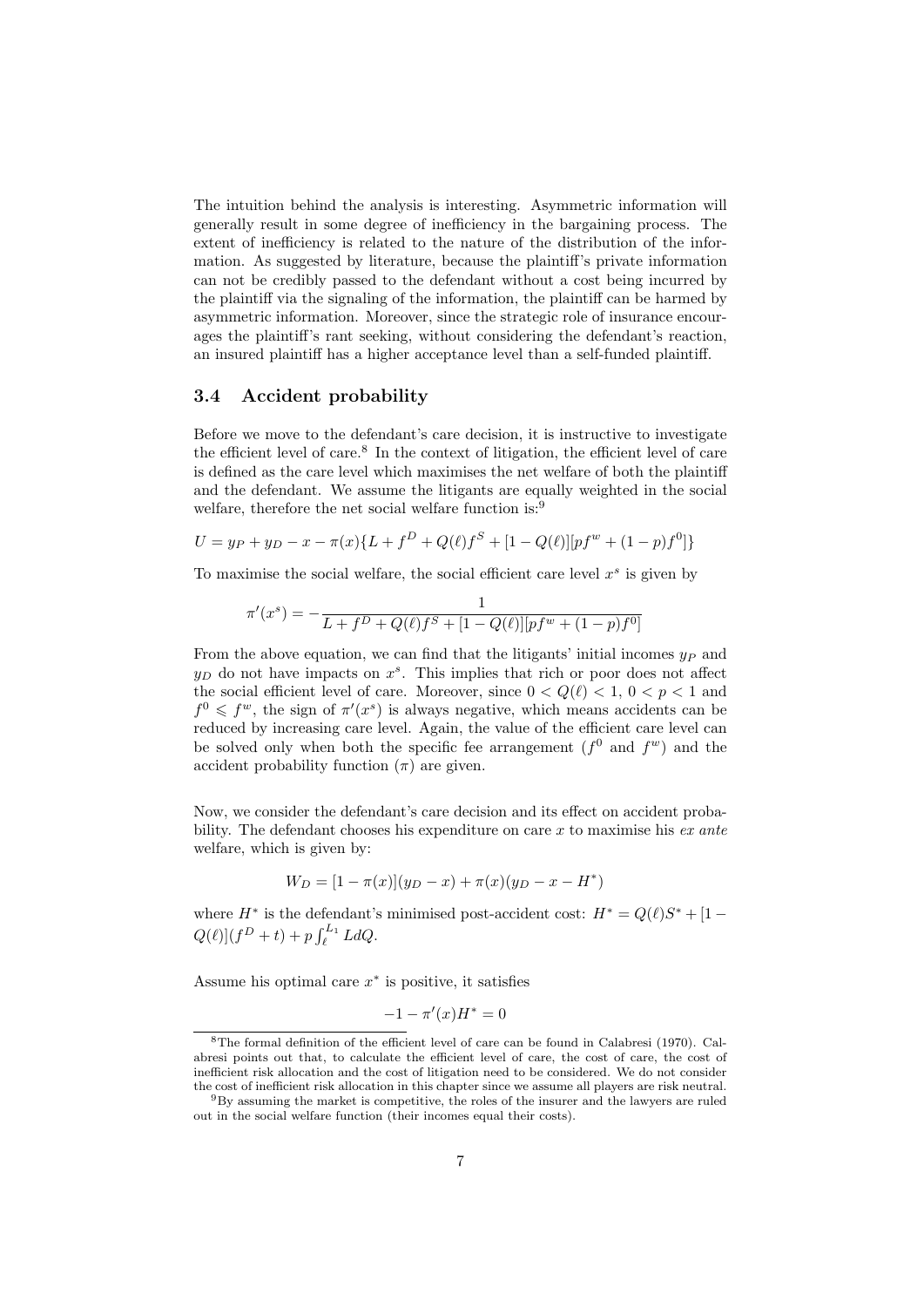The intuition behind the analysis is interesting. Asymmetric information will generally result in some degree of inefficiency in the bargaining process. The extent of inefficiency is related to the nature of the distribution of the information. As suggested by literature, because the plaintiff's private information can not be credibly passed to the defendant without a cost being incurred by the plaintiff via the signaling of the information, the plaintiff can be harmed by asymmetric information. Moreover, since the strategic role of insurance encourages the plaintiff's rant seeking, without considering the defendant's reaction, an insured plaintiff has a higher acceptance level than a self-funded plaintiff.

### 3.4 Accident probability

Before we move to the defendant's care decision, it is instructive to investigate the efficient level of care.[8] In the context of litigation, the efficient level of care is defined as the care level which maximises the net welfare of both the plaintiff and the defendant. We assume the litigants are equally weighted in the social welfare, therefore the net social welfare function is:[9]

$$U = y_P + y_D - x - \pi(x)\{L + f^D + Q(\ell)f^S + [1 - Q(\ell)][pf^w + (1-p)f^0]\}$$

To maximise the social welfare, the social efficient care level $x^s$ is given by

$$\pi'(x^s) = -\frac{1}{L + f^D + Q(\ell)f^S + [1 - Q(\ell)][pf^w + (1-p)f^0]}$$

From the above equation, we can find that the litigants' initial incomes $y_P$ and $y_D$ do not have impacts on $x^s$. This implies that rich or poor does not affect the social efficient level of care. Moreover, since $0 < Q(\ell) < 1$, $0 < p < 1$ and $f^0 \leqslant f^w$, the sign of $\pi'(x^s)$ is always negative, which means accidents can be reduced by increasing care level. Again, the value of the efficient care level can be solved only when both the specific fee arrangement ($f^0$ and $f^w$) and the accident probability function ($\pi$) are given.

Now, we consider the defendant's care decision and its effect on accident probability. The defendant chooses his expenditure on care $x$ to maximise his *ex ante* welfare, which is given by:

$$W_D = [1 - \pi(x)](y_D - x) + \pi(x)(y_D - x - H^*)$$

where $H^*$ is the defendant's minimised post-accident cost: $H^* = Q(\ell)S^* + [1 - Q(\ell)](f^D + t) + p\int_{\ell}^{L_1} L dQ$.

Assume his optimal care $x^*$ is positive, it satisfies

$$-1 - \pi'(x)H^* = 0$$

---

[8] The formal definition of the efficient level of care can be found in Calabresi (1970). Calabresi points out that, to calculate the efficient level of care, the cost of care, the cost of inefficient risk allocation and the cost of litigation need to be considered. We do not consider the cost of inefficient risk allocation in this chapter since we assume all players are risk neutral.

[9] By assuming the market is competitive, the roles of the insurer and the lawyers are ruled out in the social welfare function (their incomes equal their costs).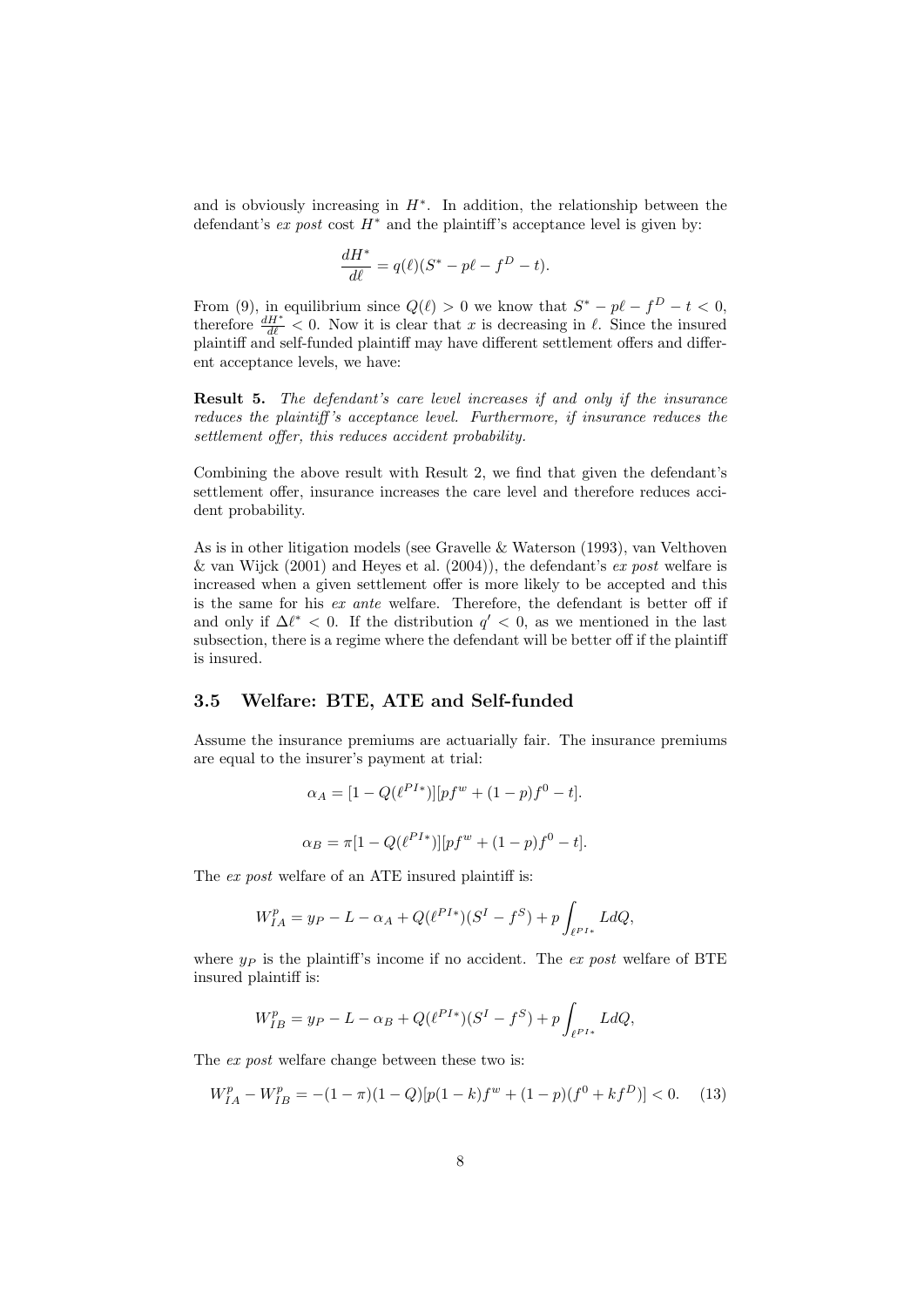and is obviously increasing in $H^*$. In addition, the relationship between the defendant's *ex post* cost $H^*$ and the plaintiff's acceptance level is given by:

$$\frac{dH^*}{d\ell} = q(\ell)(S^* - p\ell - f^D - t).$$

From (9), in equilibrium since $Q(\ell) > 0$ we know that $S^* - p\ell - f^D - t < 0$, therefore $\frac{dH^*}{d\ell} < 0$. Now it is clear that $x$ is decreasing in $\ell$. Since the insured plaintiff and self-funded plaintiff may have different settlement offers and different acceptance levels, we have:

**Result 5.** *The defendant's care level increases if and only if the insurance reduces the plaintiff's acceptance level. Furthermore, if insurance reduces the settlement offer, this reduces accident probability.*

Combining the above result with Result 2, we find that given the defendant's settlement offer, insurance increases the care level and therefore reduces accident probability.

As is in other litigation models (see Gravelle & Waterson (1993), van Velthoven & van Wijck (2001) and Heyes et al. (2004)), the defendant's *ex post* welfare is increased when a given settlement offer is more likely to be accepted and this is the same for his *ex ante* welfare. Therefore, the defendant is better off if and only if $\Delta\ell^* < 0$. If the distribution $q' < 0$, as we mentioned in the last subsection, there is a regime where the defendant will be better off if the plaintiff is insured.

### 3.5 Welfare: BTE, ATE and Self-funded

Assume the insurance premiums are actuarially fair. The insurance premiums are equal to the insurer's payment at trial:

$$\alpha_A = [1 - Q(\ell^{PI*})][pf^w + (1-p)f^0 - t].$$

$$\alpha_B = \pi[1 - Q(\ell^{PI*})][pf^w + (1-p)f^0 - t].$$

The *ex post* welfare of an ATE insured plaintiff is:

$$W^p_{IA} = y_P - L - \alpha_A + Q(\ell^{PI*})(S^I - f^S) + p\int_{\ell^{PI*}} L dQ,$$

where $y_P$ is the plaintiff's income if no accident. The *ex post* welfare of BTE insured plaintiff is:

$$W^p_{IB} = y_P - L - \alpha_B + Q(\ell^{PI*})(S^I - f^S) + p\int_{\ell^{PI*}} L dQ,$$

The *ex post* welfare change between these two is:

$$W^p_{IA} - W^p_{IB} = -(1-\pi)(1-Q)[p(1-k)f^w + (1-p)(f^0 + kf^D)] < 0. \quad (13)$$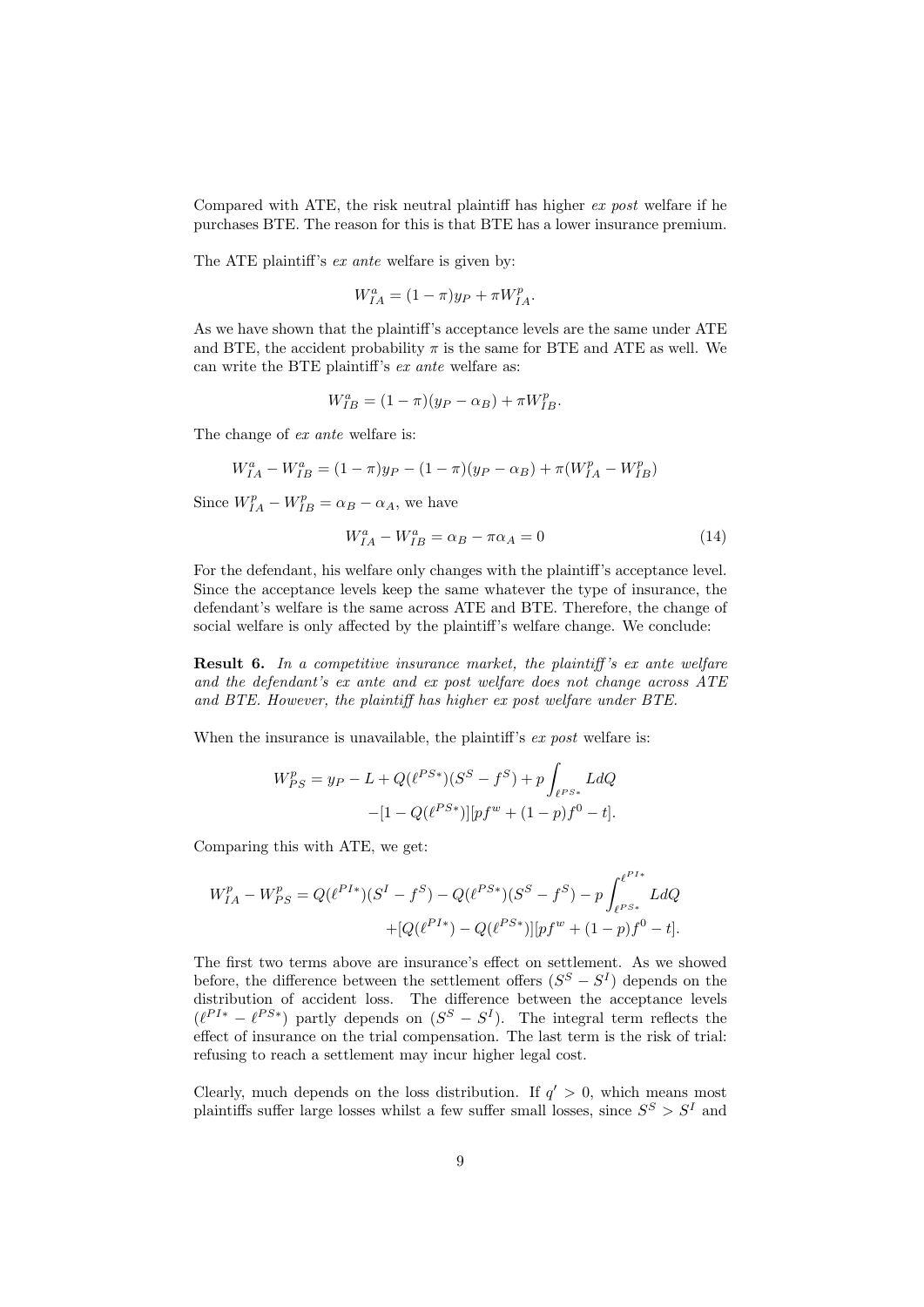Compared with ATE, the risk neutral plaintiff has higher *ex post* welfare if he purchases BTE. The reason for this is that BTE has a lower insurance premium.

The ATE plaintiff's *ex ante* welfare is given by:

$$W^a_{IA} = (1-\pi)y_P + \pi W^p_{IA}.$$

As we have shown that the plaintiff's acceptance levels are the same under ATE and BTE, the accident probability $\pi$ is the same for BTE and ATE as well. We can write the BTE plaintiff's *ex ante* welfare as:

$$W^a_{IB} = (1-\pi)(y_P - \alpha_B) + \pi W^p_{IB}.$$

The change of *ex ante* welfare is:

$$W^a_{IA} - W^a_{IB} = (1-\pi)y_P - (1-\pi)(y_P - \alpha_B) + \pi(W^p_{IA} - W^p_{IB})$$

Since $W^p_{IA} - W^p_{IB} = \alpha_B - \alpha_A$, we have

$$W^a_{IA} - W^a_{IB} = \alpha_B - \pi\alpha_A = 0 \tag{14}$$

For the defendant, his welfare only changes with the plaintiff's acceptance level. Since the acceptance levels keep the same whatever the type of insurance, the defendant's welfare is the same across ATE and BTE. Therefore, the change of social welfare is only affected by the plaintiff's welfare change. We conclude:

**Result 6.** *In a competitive insurance market, the plaintiff's ex ante welfare and the defendant's ex ante and ex post welfare does not change across ATE and BTE. However, the plaintiff has higher ex post welfare under BTE.*

When the insurance is unavailable, the plaintiff's *ex post* welfare is:

$$W^p_{PS} = y_P - L + Q(\ell^{PS*})(S^S - f^S) + p\int_{\ell^{PS*}} L dQ$$
$$-[1 - Q(\ell^{PS*})][pf^w + (1-p)f^0 - t].$$

Comparing this with ATE, we get:

$$W^p_{IA} - W^p_{PS} = Q(\ell^{PI*})(S^I - f^S) - Q(\ell^{PS*})(S^S - f^S) - p\int_{\ell^{PS*}}^{\ell^{PI*}} L dQ$$
$$+[Q(\ell^{PI*}) - Q(\ell^{PS*})][pf^w + (1-p)f^0 - t].$$

The first two terms above are insurance's effect on settlement. As we showed before, the difference between the settlement offers $(S^S - S^I)$ depends on the distribution of accident loss. The difference between the acceptance levels $(\ell^{PI*} - \ell^{PS*})$ partly depends on $(S^S - S^I)$. The integral term reflects the effect of insurance on the trial compensation. The last term is the risk of trial: refusing to reach a settlement may incur higher legal cost.

Clearly, much depends on the loss distribution. If $q' > 0$, which means most plaintiffs suffer large losses whilst a few suffer small losses, since $S^S > S^I$ and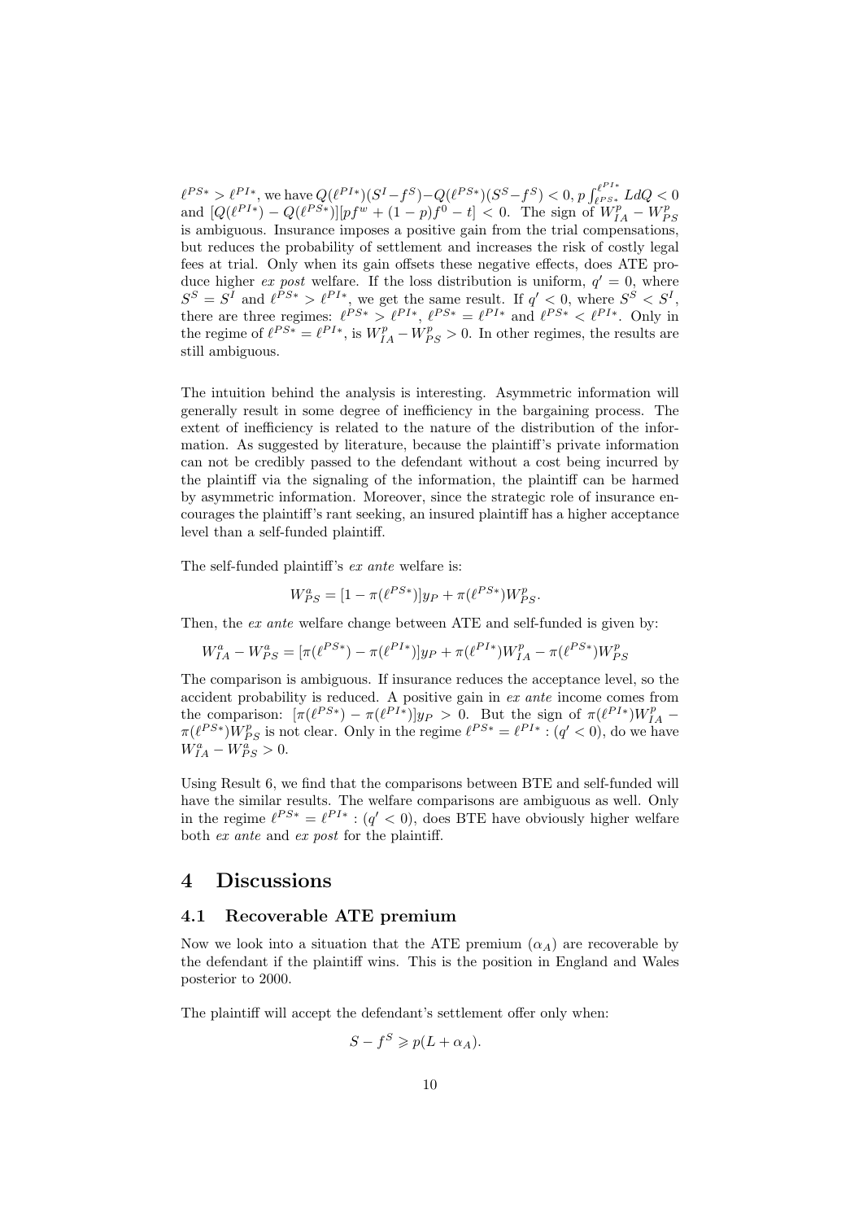$\ell^{PS*} > \ell^{PI*}$, we have $Q(\ell^{PI*})(S^I - f^S) - Q(\ell^{PS*})(S^S - f^S) < 0$, $p\int_{\ell^{PS*}}^{\ell^{PI*}} LdQ < 0$ and $[Q(\ell^{PI*}) - Q(\ell^{PS*})][pf^w + (1-p)f^0 - t] < 0$. The sign of $W^p_{IA} - W^p_{PS}$ is ambiguous. Insurance imposes a positive gain from the trial compensations, but reduces the probability of settlement and increases the risk of costly legal fees at trial. Only when its gain offsets these negative effects, does ATE produce higher *ex post* welfare. If the loss distribution is uniform, $q' = 0$, where $S^S = S^I$ and $\ell^{PS*} > \ell^{PI*}$, we get the same result. If $q' < 0$, where $S^S < S^I$, there are three regimes: $\ell^{PS*} > \ell^{PI*}$, $\ell^{PS*} = \ell^{PI*}$ and $\ell^{PS*} < \ell^{PI*}$. Only in the regime of $\ell^{PS*} = \ell^{PI*}$, is $W^p_{IA} - W^p_{PS} > 0$. In other regimes, the results are still ambiguous.

The intuition behind the analysis is interesting. Asymmetric information will generally result in some degree of inefficiency in the bargaining process. The extent of inefficiency is related to the nature of the distribution of the information. As suggested by literature, because the plaintiff's private information can not be credibly passed to the defendant without a cost being incurred by the plaintiff via the signaling of the information, the plaintiff can be harmed by asymmetric information. Moreover, since the strategic role of insurance encourages the plaintiff's rant seeking, an insured plaintiff has a higher acceptance level than a self-funded plaintiff.

The self-funded plaintiff's *ex ante* welfare is:

$$W^a_{PS} = [1 - \pi(\ell^{PS*})]y_P + \pi(\ell^{PS*})W^p_{PS}.$$

Then, the *ex ante* welfare change between ATE and self-funded is given by:

$$W^a_{IA} - W^a_{PS} = [\pi(\ell^{PS*}) - \pi(\ell^{PI*})]y_P + \pi(\ell^{PI*})W^p_{IA} - \pi(\ell^{PS*})W^p_{PS}$$

The comparison is ambiguous. If insurance reduces the acceptance level, so the accident probability is reduced. A positive gain in *ex ante* income comes from the comparison: $[\pi(\ell^{PS*}) - \pi(\ell^{PI*})]y_P > 0$. But the sign of $\pi(\ell^{PI*})W^p_{IA} - \pi(\ell^{PS*})W^p_{PS}$ is not clear. Only in the regime $\ell^{PS*} = \ell^{PI*} : (q' < 0)$, do we have $W^a_{IA} - W^a_{PS} > 0$.

Using Result 6, we find that the comparisons between BTE and self-funded will have the similar results. The welfare comparisons are ambiguous as well. Only in the regime $\ell^{PS*} = \ell^{PI*} : (q' < 0)$, does BTE have obviously higher welfare both *ex ante* and *ex post* for the plaintiff.

# 4 Discussions

## 4.1 Recoverable ATE premium

Now we look into a situation that the ATE premium ($\alpha_A$) are recoverable by the defendant if the plaintiff wins. This is the position in England and Wales posterior to 2000.

The plaintiff will accept the defendant's settlement offer only when:

$$S - f^S \geqslant p(L + \alpha_A).$$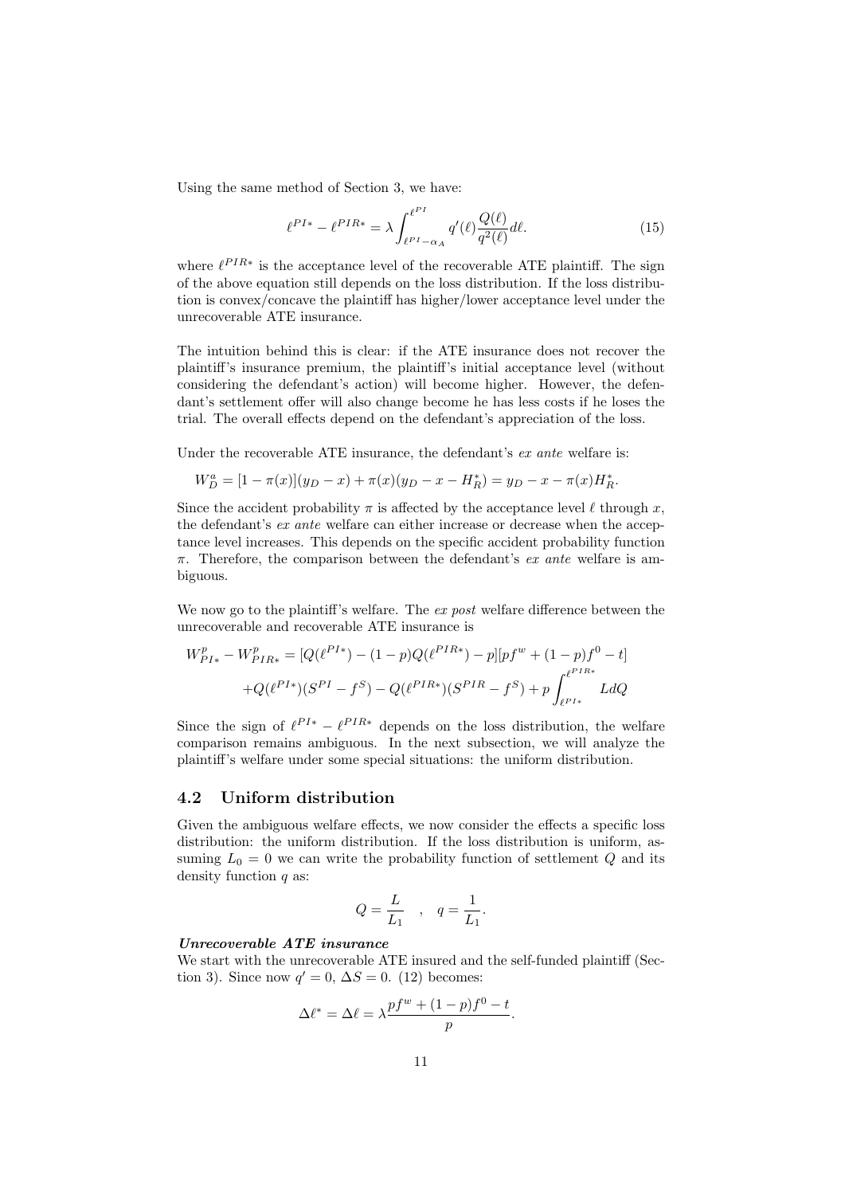Using the same method of Section 3, we have:

$$\ell^{PI*} - \ell^{PIR*} = \lambda \int_{\ell^{PI} - \alpha_A}^{\ell^{PI}} q'(\ell) \frac{Q(\ell)}{q^2(\ell)} d\ell. \tag{15}$$

where $\ell^{PIR*}$ is the acceptance level of the recoverable ATE plaintiff. The sign of the above equation still depends on the loss distribution. If the loss distribution is convex/concave the plaintiff has higher/lower acceptance level under the unrecoverable ATE insurance.

The intuition behind this is clear: if the ATE insurance does not recover the plaintiff's insurance premium, the plaintiff's initial acceptance level (without considering the defendant's action) will become higher. However, the defendant's settlement offer will also change become he has less costs if he loses the trial. The overall effects depend on the defendant's appreciation of the loss.

Under the recoverable ATE insurance, the defendant's *ex ante* welfare is:

$$W_D^a = [1 - \pi(x)](y_D - x) + \pi(x)(y_D - x - H_R^*) = y_D - x - \pi(x)H_R^*.$$

Since the accident probability $\pi$ is affected by the acceptance level $\ell$ through $x$, the defendant's *ex ante* welfare can either increase or decrease when the acceptance level increases. This depends on the specific accident probability function $\pi$. Therefore, the comparison between the defendant's *ex ante* welfare is ambiguous.

We now go to the plaintiff's welfare. The *ex post* welfare difference between the unrecoverable and recoverable ATE insurance is

$$\begin{aligned} W_{PI*}^p - W_{PIR*}^p = & [Q(\ell^{PI*}) - (1-p)Q(\ell^{PIR*}) - p][pf^w + (1-p)f^0 - t] \\ & + Q(\ell^{PI*})(S^{PI} - f^S) - Q(\ell^{PIR*})(S^{PIR} - f^S) + p \int_{\ell^{PI*}}^{\ell^{PIR*}} L dQ \end{aligned}$$

Since the sign of $\ell^{PI*} - \ell^{PIR*}$ depends on the loss distribution, the welfare comparison remains ambiguous. In the next subsection, we will analyze the plaintiff's welfare under some special situations: the uniform distribution.

## 4.2 Uniform distribution

Given the ambiguous welfare effects, we now consider the effects a specific loss distribution: the uniform distribution. If the loss distribution is uniform, assuming $L_0 = 0$ we can write the probability function of settlement $Q$ and its density function $q$ as:

$$Q = \frac{L}{L_1} \quad , \quad q = \frac{1}{L_1}.$$

***Unrecoverable ATE insurance***

We start with the unrecoverable ATE insured and the self-funded plaintiff (Section 3). Since now $q' = 0$, $\Delta S = 0$. (12) becomes:

$$\Delta \ell^* = \Delta \ell = \lambda \frac{pf^w + (1-p)f^0 - t}{p}.$$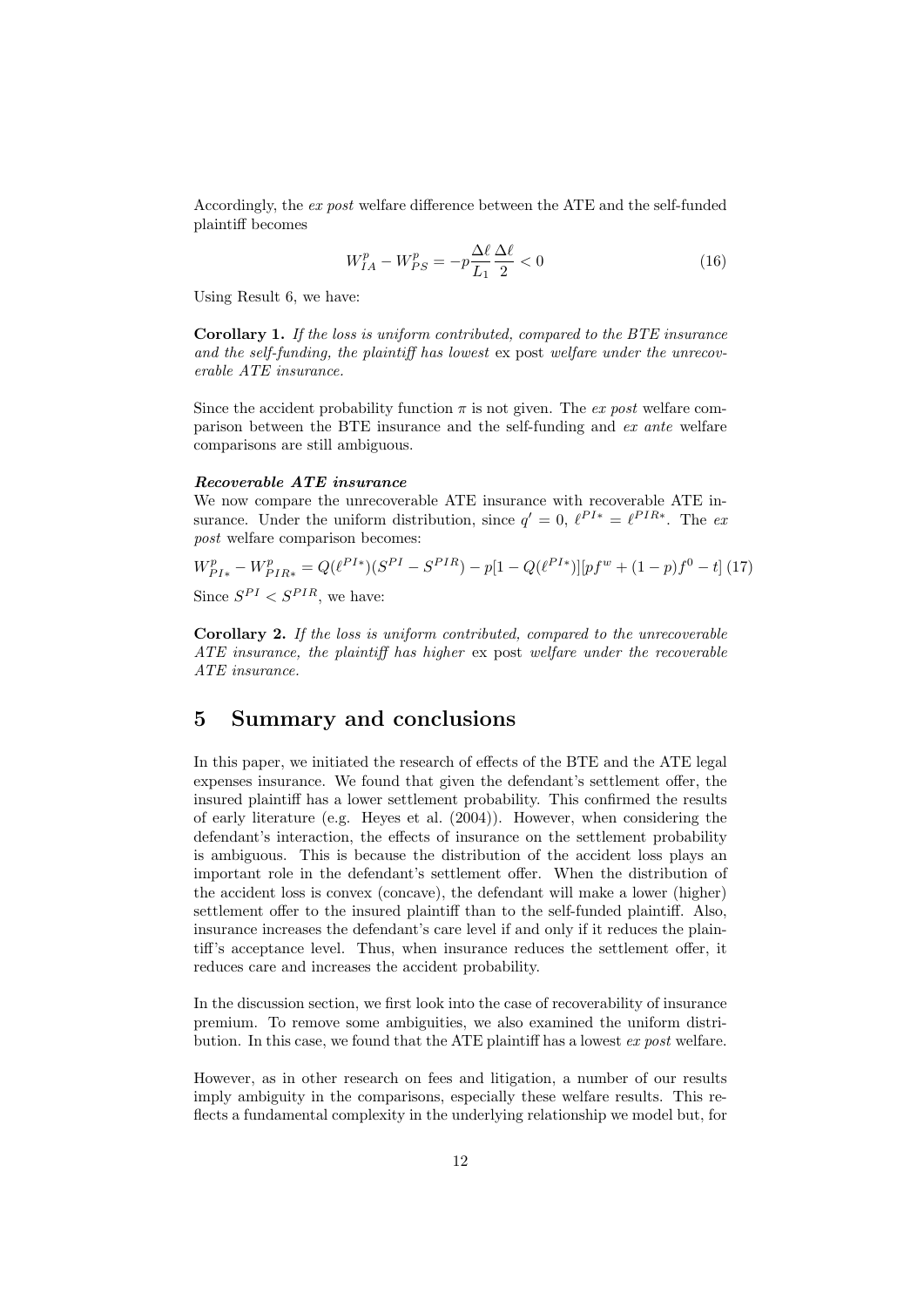Accordingly, the *ex post* welfare difference between the ATE and the self-funded plaintiff becomes

$$W^p_{IA} - W^p_{PS} = -p\frac{\Delta \ell}{L_1}\frac{\Delta \ell}{2} < 0 \tag{16}$$

Using Result 6, we have:

**Corollary 1.** *If the loss is uniform contributed, compared to the BTE insurance and the self-funding, the plaintiff has lowest* ex post *welfare under the unrecoverable ATE insurance.*

Since the accident probability function $\pi$ is not given. The *ex post* welfare comparison between the BTE insurance and the self-funding and *ex ante* welfare comparisons are still ambiguous.

***Recoverable ATE insurance***

We now compare the unrecoverable ATE insurance with recoverable ATE insurance. Under the uniform distribution, since $q' = 0$, $\ell^{PI*} = \ell^{PIR*}$. The *ex post* welfare comparison becomes:

$$W^p_{PI*} - W^p_{PIR*} = Q(\ell^{PI*})(S^{PI} - S^{PIR}) - p[1 - Q(\ell^{PI*})][pf^w + (1-p)f^0 - t] \tag{17}$$

Since $S^{PI} < S^{PIR}$, we have:

**Corollary 2.** *If the loss is uniform contributed, compared to the unrecoverable ATE insurance, the plaintiff has higher* ex post *welfare under the recoverable ATE insurance.*

# 5 Summary and conclusions

In this paper, we initiated the research of effects of the BTE and the ATE legal expenses insurance. We found that given the defendant's settlement offer, the insured plaintiff has a lower settlement probability. This confirmed the results of early literature (e.g. Heyes et al. (2004)). However, when considering the defendant's interaction, the effects of insurance on the settlement probability is ambiguous. This is because the distribution of the accident loss plays an important role in the defendant's settlement offer. When the distribution of the accident loss is convex (concave), the defendant will make a lower (higher) settlement offer to the insured plaintiff than to the self-funded plaintiff. Also, insurance increases the defendant's care level if and only if it reduces the plaintiff's acceptance level. Thus, when insurance reduces the settlement offer, it reduces care and increases the accident probability.

In the discussion section, we first look into the case of recoverability of insurance premium. To remove some ambiguities, we also examined the uniform distribution. In this case, we found that the ATE plaintiff has a lowest *ex post* welfare.

However, as in other research on fees and litigation, a number of our results imply ambiguity in the comparisons, especially these welfare results. This reflects a fundamental complexity in the underlying relationship we model but, for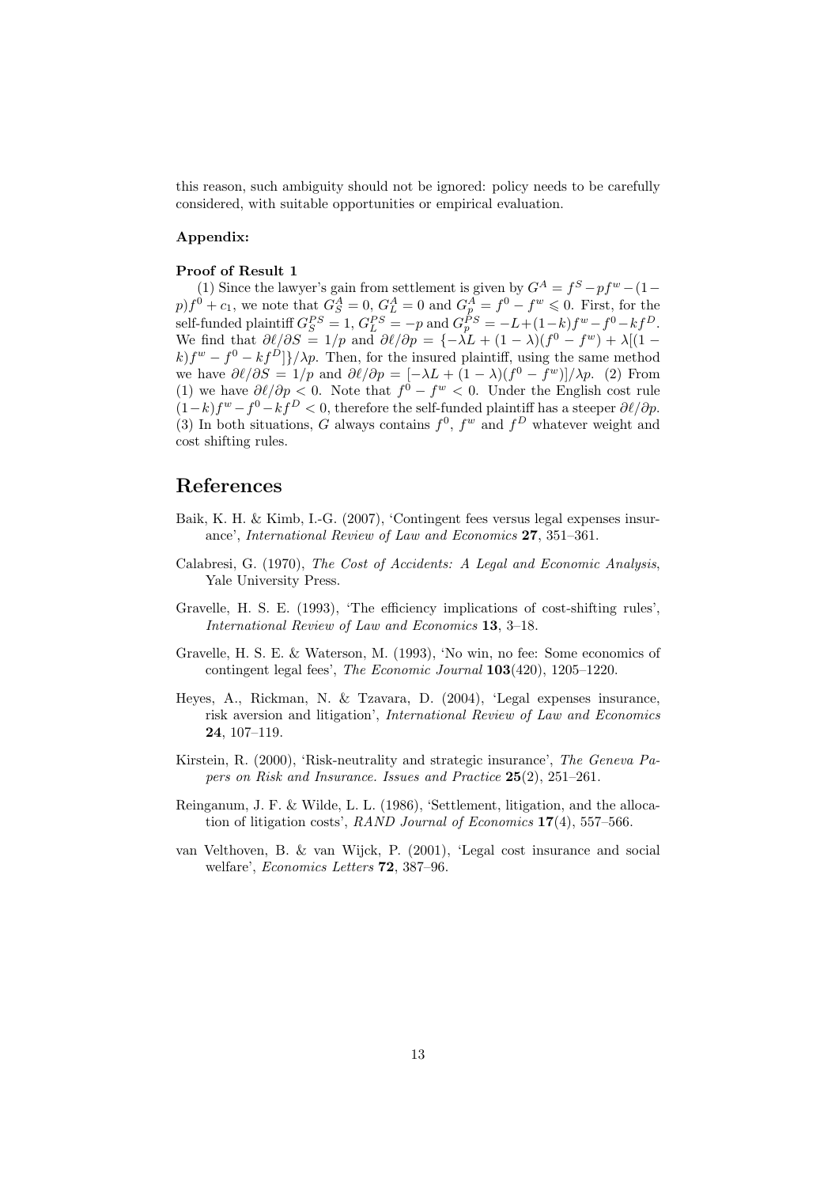this reason, such ambiguity should not be ignored: policy needs to be carefully considered, with suitable opportunities or empirical evaluation.

**Appendix:**

**Proof of Result 1**

(1) Since the lawyer's gain from settlement is given by $G^A = f^S - pf^w - (1-p)f^0 + c_1$, we note that $G^A_S = 0$, $G^A_L = 0$ and $G^A_p = f^0 - f^w \leqslant 0$. First, for the self-funded plaintiff $G^{PS}_S = 1$, $G^{PS}_L = -p$ and $G^{PS}_p = -L + (1-k)f^w - f^0 - kf^D$. We find that $\partial \ell / \partial S = 1/p$ and $\partial \ell / \partial p = \{-\lambda L + (1-\lambda)(f^0 - f^w) + \lambda[(1-k)f^w - f^0 - kf^D]\}/\lambda p$. Then, for the insured plaintiff, using the same method we have $\partial \ell / \partial S = 1/p$ and $\partial \ell / \partial p = [-\lambda L + (1-\lambda)(f^0 - f^w)]/\lambda p$. (2) From (1) we have $\partial \ell / \partial p < 0$. Note that $f^0 - f^w < 0$. Under the English cost rule $(1-k)f^w - f^0 - kf^D < 0$, therefore the self-funded plaintiff has a steeper $\partial \ell / \partial p$. (3) In both situations, $G$ always contains $f^0$, $f^w$ and $f^D$ whatever weight and cost shifting rules.

# References

Baik, K. H. & Kimb, I.-G. (2007), 'Contingent fees versus legal expenses insurance', *International Review of Law and Economics* **27**, 351–361.

Calabresi, G. (1970), *The Cost of Accidents: A Legal and Economic Analysis*, Yale University Press.

Gravelle, H. S. E. (1993), 'The efficiency implications of cost-shifting rules', *International Review of Law and Economics* **13**, 3–18.

Gravelle, H. S. E. & Waterson, M. (1993), 'No win, no fee: Some economics of contingent legal fees', *The Economic Journal* **103**(420), 1205–1220.

Heyes, A., Rickman, N. & Tzavara, D. (2004), 'Legal expenses insurance, risk aversion and litigation', *International Review of Law and Economics* **24**, 107–119.

Kirstein, R. (2000), 'Risk-neutrality and strategic insurance', *The Geneva Papers on Risk and Insurance. Issues and Practice* **25**(2), 251–261.

Reinganum, J. F. & Wilde, L. L. (1986), 'Settlement, litigation, and the allocation of litigation costs', *RAND Journal of Economics* **17**(4), 557–566.

van Velthoven, B. & van Wijck, P. (2001), 'Legal cost insurance and social welfare', *Economics Letters* **72**, 387–96.